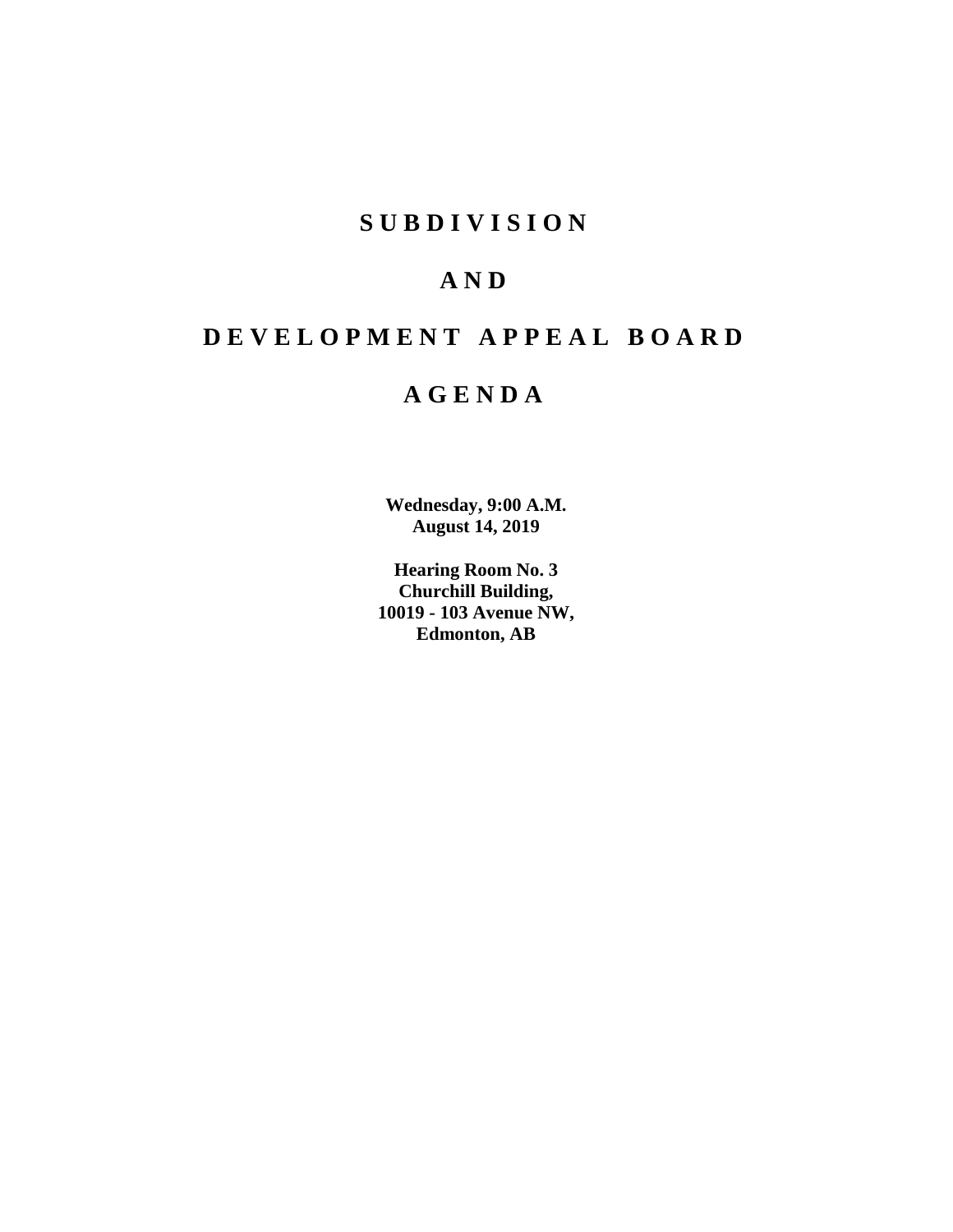# S U B D I V I S I O N

# A N D

# D E V E L O P M E N T A P P E A L B O A R D

# A G E N D A

**Wednesday, 9:00 A.M.**
**August 14, 2019**

**Hearing Room No. 3**
**Churchill Building,**
**10019 - 103 Avenue NW,**
**Edmonton, AB**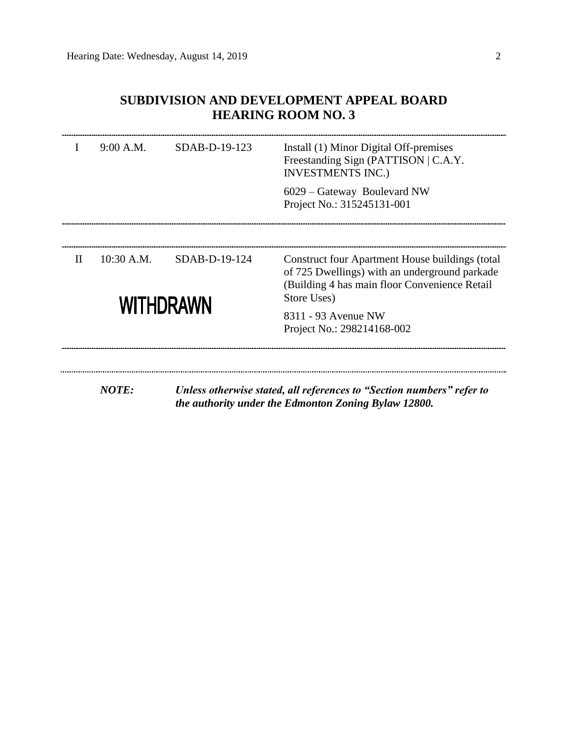## SUBDIVISION AND DEVELOPMENT APPEAL BOARD
## HEARING ROOM NO. 3

| | | | |
|---|---|---|---|
| I | 9:00 A.M. | SDAB-D-19-123 | Install (1) Minor Digital Off-premises Freestanding Sign (PATTISON \| C.A.Y. INVESTMENTS INC.)<br><br>6029 – Gateway Boulevard NW<br>Project No.: 315245131-001 |
| II | 10:30 A.M.<br><br>**WITHDRAWN** | SDAB-D-19-124 | Construct four Apartment House buildings (total of 725 Dwellings) with an underground parkade (Building 4 has main floor Convenience Retail Store Uses)<br><br>8311 - 93 Avenue NW<br>Project No.: 298214168-002 |

***NOTE:*** ***Unless otherwise stated, all references to "Section numbers" refer to the authority under the Edmonton Zoning Bylaw 12800.***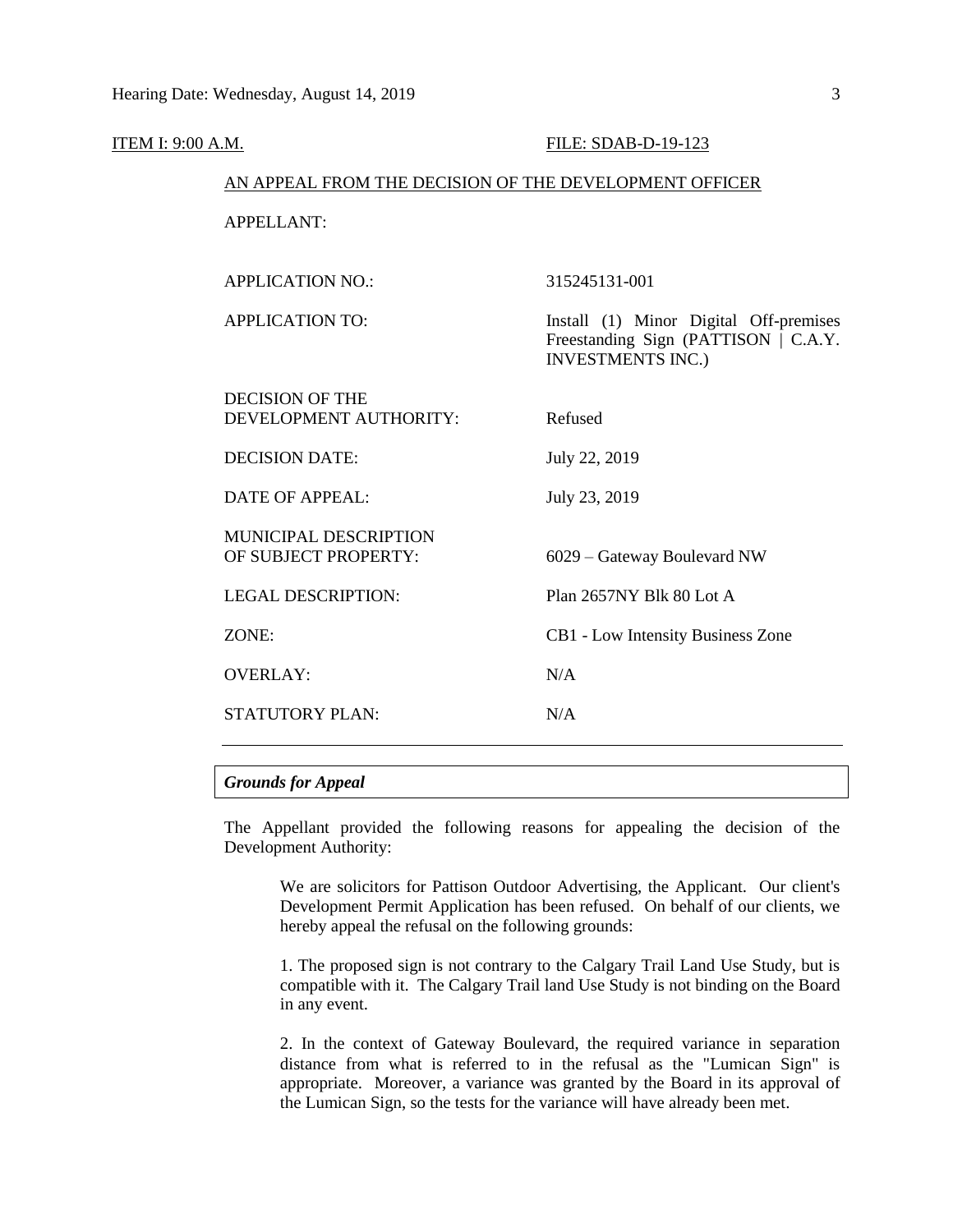ITEM I: 9:00 A.M. FILE: SDAB-D-19-123

AN APPEAL FROM THE DECISION OF THE DEVELOPMENT OFFICER

| | |
|---|---|
| APPELLANT: | |
| APPLICATION NO.: | 315245131-001 |
| APPLICATION TO: | Install (1) Minor Digital Off-premises Freestanding Sign (PATTISON \| C.A.Y. INVESTMENTS INC.) |
| DECISION OF THE DEVELOPMENT AUTHORITY: | Refused |
| DECISION DATE: | July 22, 2019 |
| DATE OF APPEAL: | July 23, 2019 |
| MUNICIPAL DESCRIPTION OF SUBJECT PROPERTY: | 6029 – Gateway Boulevard NW |
| LEGAL DESCRIPTION: | Plan 2657NY Blk 80 Lot A |
| ZONE: | CB1 - Low Intensity Business Zone |
| OVERLAY: | N/A |
| STATUTORY PLAN: | N/A |

### *Grounds for Appeal*

The Appellant provided the following reasons for appealing the decision of the Development Authority:

> We are solicitors for Pattison Outdoor Advertising, the Applicant. Our client's Development Permit Application has been refused. On behalf of our clients, we hereby appeal the refusal on the following grounds:
>
> 1. The proposed sign is not contrary to the Calgary Trail Land Use Study, but is compatible with it. The Calgary Trail land Use Study is not binding on the Board in any event.
>
> 2. In the context of Gateway Boulevard, the required variance in separation distance from what is referred to in the refusal as the "Lumican Sign" is appropriate. Moreover, a variance was granted by the Board in its approval of the Lumican Sign, so the tests for the variance will have already been met.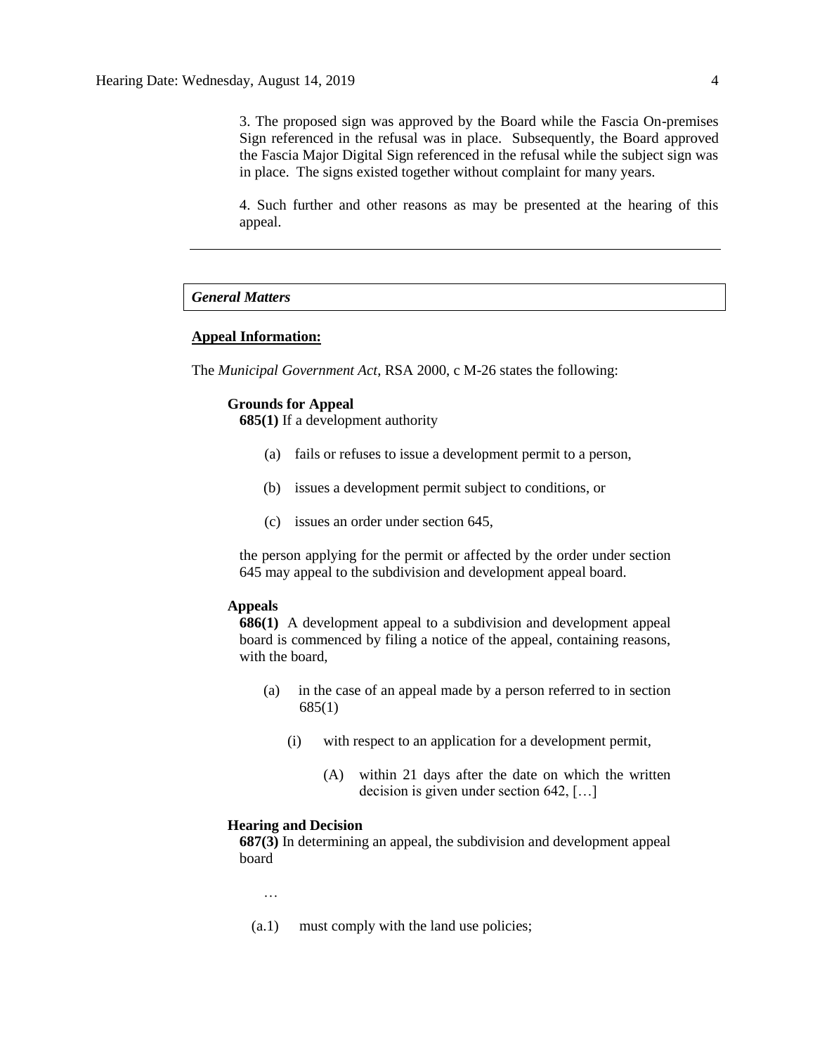3. The proposed sign was approved by the Board while the Fascia On-premises Sign referenced in the refusal was in place. Subsequently, the Board approved the Fascia Major Digital Sign referenced in the refusal while the subject sign was in place. The signs existed together without complaint for many years.

4. Such further and other reasons as may be presented at the hearing of this appeal.

---

*General Matters*

**Appeal Information:**

The *Municipal Government Act*, RSA 2000, c M-26 states the following:

**Grounds for Appeal**

**685(1)** If a development authority

(a) fails or refuses to issue a development permit to a person,

(b) issues a development permit subject to conditions, or

(c) issues an order under section 645,

the person applying for the permit or affected by the order under section 645 may appeal to the subdivision and development appeal board.

**Appeals**

**686(1)** A development appeal to a subdivision and development appeal board is commenced by filing a notice of the appeal, containing reasons, with the board,

(a) in the case of an appeal made by a person referred to in section 685(1)

(i) with respect to an application for a development permit,

(A) within 21 days after the date on which the written decision is given under section 642, […]

**Hearing and Decision**

**687(3)** In determining an appeal, the subdivision and development appeal board

…

(a.1) must comply with the land use policies;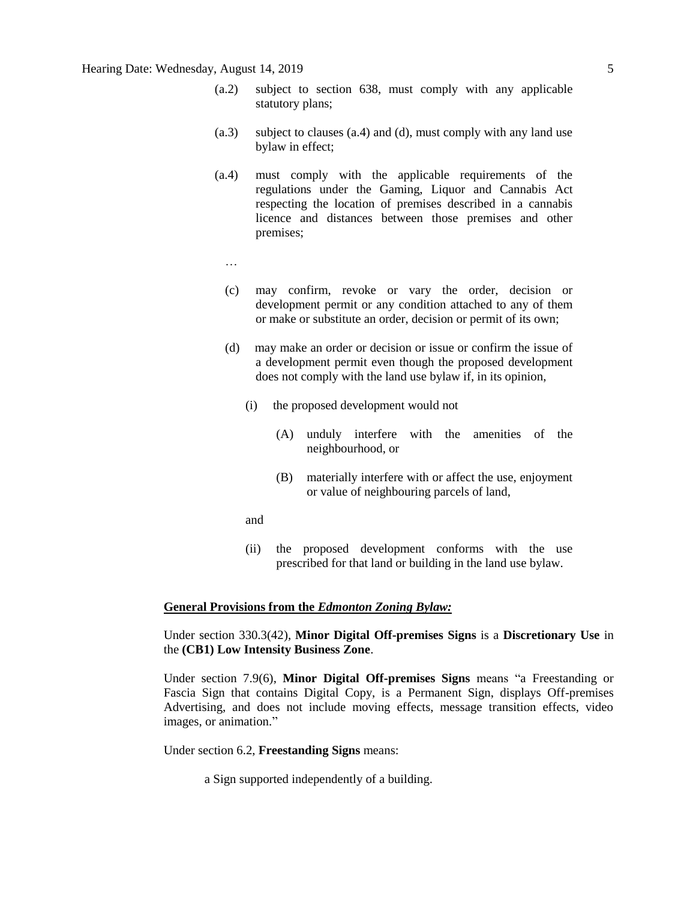(a.2) subject to section 638, must comply with any applicable statutory plans;

(a.3) subject to clauses (a.4) and (d), must comply with any land use bylaw in effect;

(a.4) must comply with the applicable requirements of the regulations under the Gaming, Liquor and Cannabis Act respecting the location of premises described in a cannabis licence and distances between those premises and other premises;

…

(c) may confirm, revoke or vary the order, decision or development permit or any condition attached to any of them or make or substitute an order, decision or permit of its own;

(d) may make an order or decision or issue or confirm the issue of a development permit even though the proposed development does not comply with the land use bylaw if, in its opinion,

(i) the proposed development would not

(A) unduly interfere with the amenities of the neighbourhood, or

(B) materially interfere with or affect the use, enjoyment or value of neighbouring parcels of land,

and

(ii) the proposed development conforms with the use prescribed for that land or building in the land use bylaw.

**General Provisions from the *Edmonton Zoning Bylaw:***

Under section 330.3(42), **Minor Digital Off-premises Signs** is a **Discretionary Use** in the **(CB1) Low Intensity Business Zone**.

Under section 7.9(6), **Minor Digital Off-premises Signs** means "a Freestanding or Fascia Sign that contains Digital Copy, is a Permanent Sign, displays Off-premises Advertising, and does not include moving effects, message transition effects, video images, or animation."

Under section 6.2, **Freestanding Signs** means:

a Sign supported independently of a building.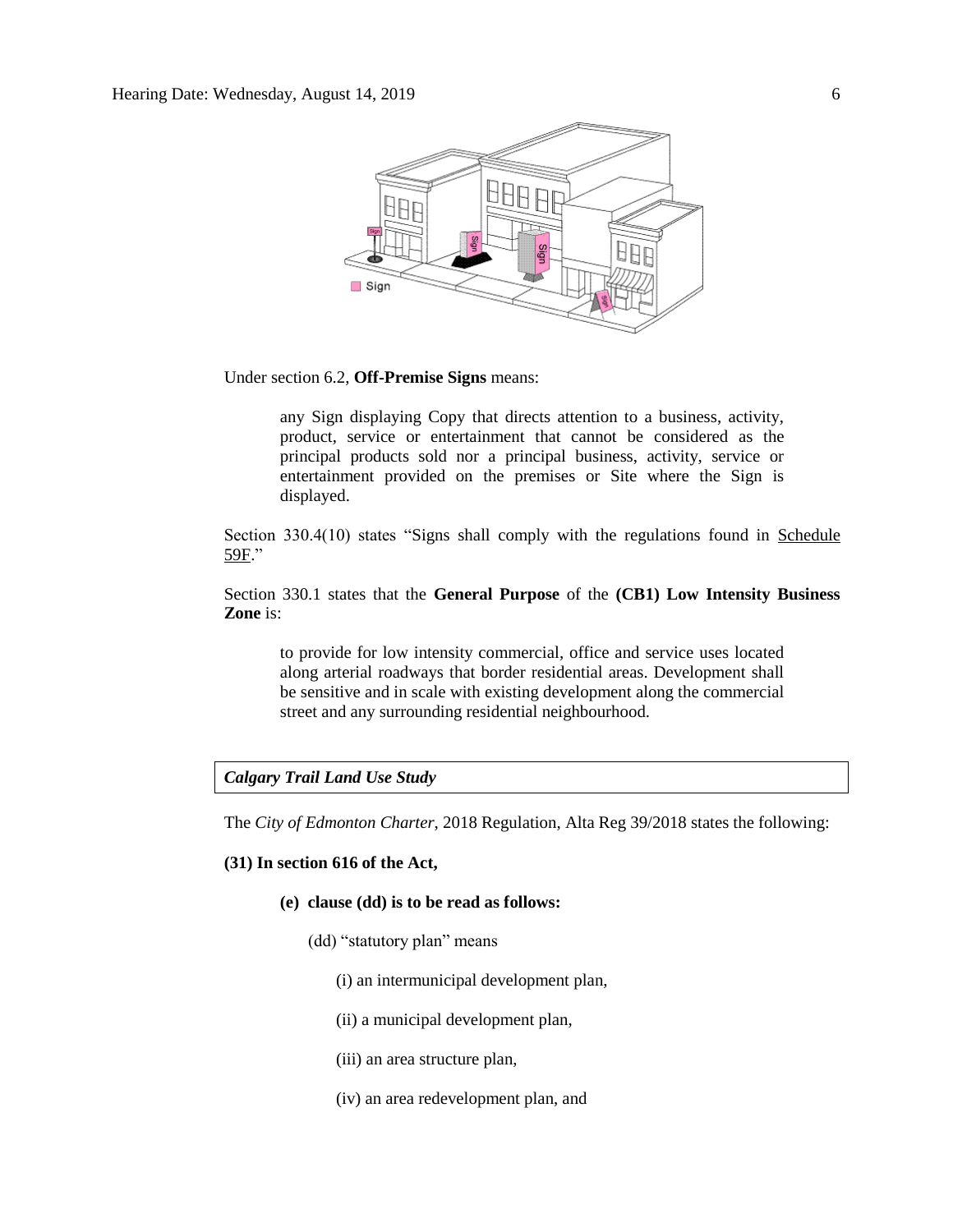Under section 6.2, **Off-Premise Signs** means:

> any Sign displaying Copy that directs attention to a business, activity, product, service or entertainment that cannot be considered as the principal products sold nor a principal business, activity, service or entertainment provided on the premises or Site where the Sign is displayed.

Section 330.4(10) states "Signs shall comply with the regulations found in Schedule 59F."

Section 330.1 states that the **General Purpose** of the **(CB1) Low Intensity Business Zone** is:

> to provide for low intensity commercial, office and service uses located along arterial roadways that border residential areas. Development shall be sensitive and in scale with existing development along the commercial street and any surrounding residential neighbourhood.

***Calgary Trail Land Use Study***

The *City of Edmonton Charter*, 2018 Regulation, Alta Reg 39/2018 states the following:

**(31) In section 616 of the Act,**

**(e) clause (dd) is to be read as follows:**

(dd) "statutory plan" means

(i) an intermunicipal development plan,

(ii) a municipal development plan,

(iii) an area structure plan,

(iv) an area redevelopment plan, and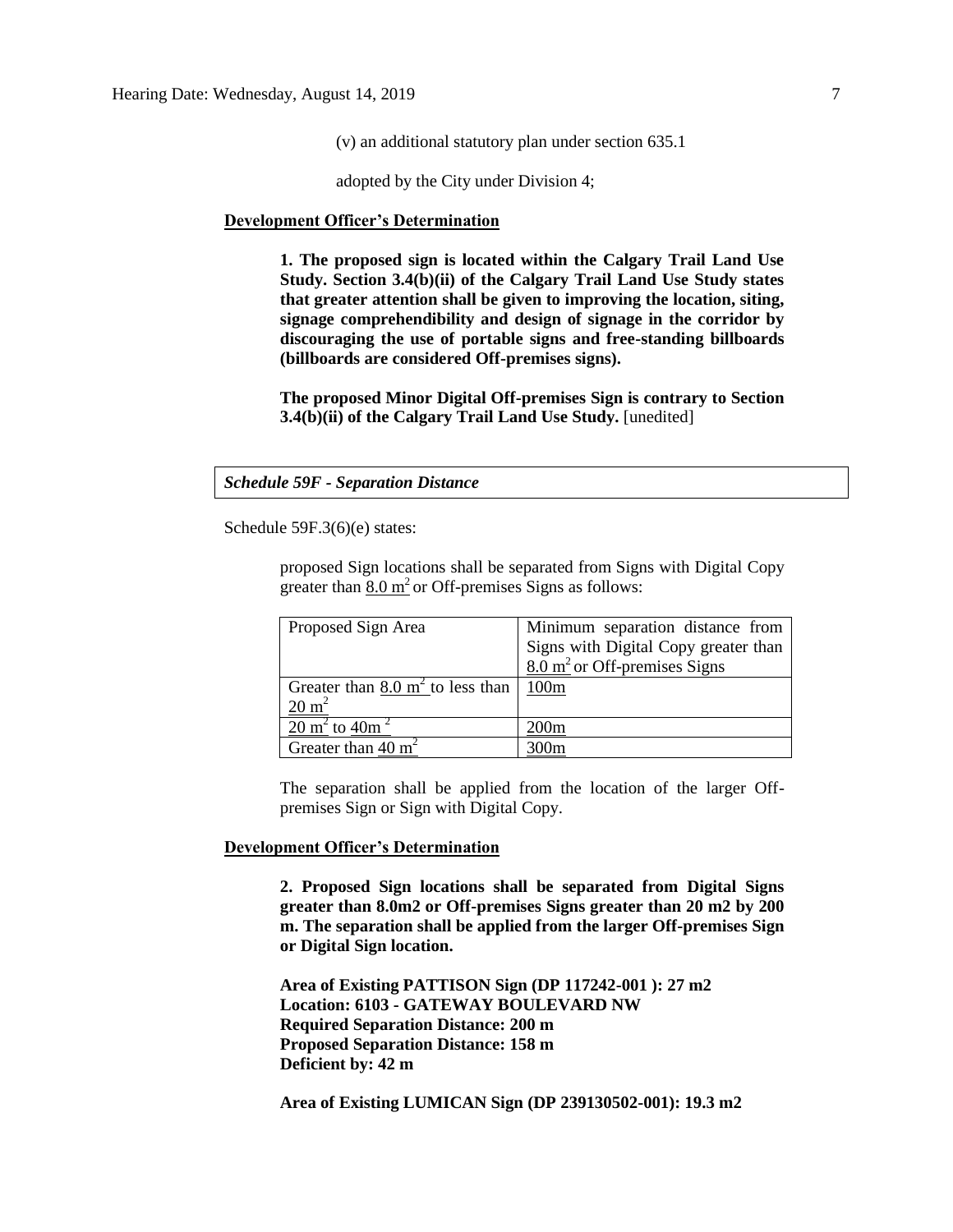(v) an additional statutory plan under section 635.1

adopted by the City under Division 4;

**Development Officer's Determination**

> **1. The proposed sign is located within the Calgary Trail Land Use Study. Section 3.4(b)(ii) of the Calgary Trail Land Use Study states that greater attention shall be given to improving the location, siting, signage comprehendibility and design of signage in the corridor by discouraging the use of portable signs and free-standing billboards (billboards are considered Off-premises signs).**
>
> **The proposed Minor Digital Off-premises Sign is contrary to Section 3.4(b)(ii) of the Calgary Trail Land Use Study.** [unedited]

***Schedule 59F - Separation Distance***

Schedule 59F.3(6)(e) states:

> proposed Sign locations shall be separated from Signs with Digital Copy greater than $8.0 \text{ m}^2$ or Off-premises Signs as follows:

| Proposed Sign Area | Minimum separation distance from Signs with Digital Copy greater than $8.0 \text{ m}^2$ or Off-premises Signs |
| --- | --- |
| Greater than $8.0 \text{ m}^2$ to less than $20 \text{ m}^2$ | 100m |
| $20 \text{ m}^2$ to $40 \text{m}^2$ | 200m |
| Greater than $40 \text{ m}^2$ | 300m |

> The separation shall be applied from the location of the larger Off-premises Sign or Sign with Digital Copy.

**Development Officer's Determination**

> **2. Proposed Sign locations shall be separated from Digital Signs greater than 8.0m2 or Off-premises Signs greater than 20 m2 by 200 m. The separation shall be applied from the larger Off-premises Sign or Digital Sign location.**
>
> **Area of Existing PATTISON Sign (DP 117242-001 ): 27 m2**
> **Location: 6103 - GATEWAY BOULEVARD NW**
> **Required Separation Distance: 200 m**
> **Proposed Separation Distance: 158 m**
> **Deficient by: 42 m**
>
> **Area of Existing LUMICAN Sign (DP 239130502-001): 19.3 m2**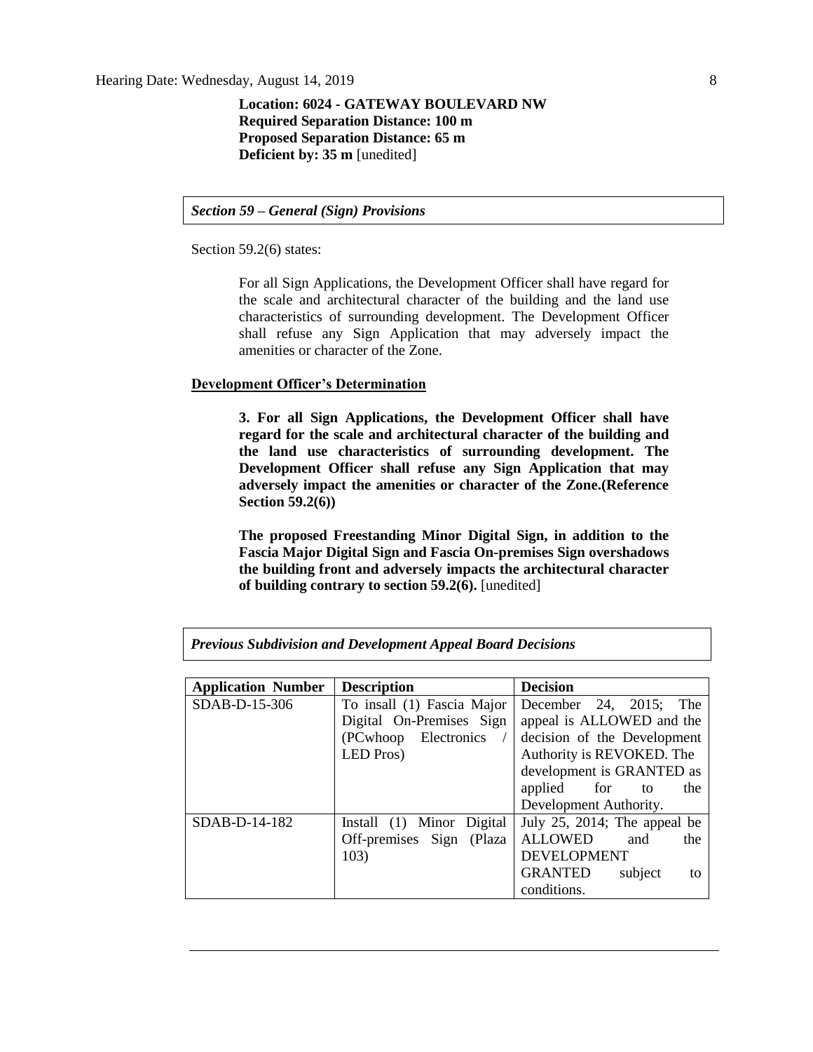**Location: 6024 - GATEWAY BOULEVARD NW**
**Required Separation Distance: 100 m**
**Proposed Separation Distance: 65 m**
**Deficient by: 35 m** [unedited]

***Section 59 – General (Sign) Provisions***

Section 59.2(6) states:

> For all Sign Applications, the Development Officer shall have regard for the scale and architectural character of the building and the land use characteristics of surrounding development. The Development Officer shall refuse any Sign Application that may adversely impact the amenities or character of the Zone.

**Development Officer's Determination**

> **3. For all Sign Applications, the Development Officer shall have regard for the scale and architectural character of the building and the land use characteristics of surrounding development. The Development Officer shall refuse any Sign Application that may adversely impact the amenities or character of the Zone.(Reference Section 59.2(6))**
>
> **The proposed Freestanding Minor Digital Sign, in addition to the Fascia Major Digital Sign and Fascia On-premises Sign overshadows the building front and adversely impacts the architectural character of building contrary to section 59.2(6).** [unedited]

***Previous Subdivision and Development Appeal Board Decisions***

| Application Number | Description | Decision |
| --- | --- | --- |
| SDAB-D-15-306 | To insall (1) Fascia Major Digital On-Premises Sign (PCwhoop Electronics / LED Pros) | December 24, 2015; The appeal is ALLOWED and the decision of the Development Authority is REVOKED. The development is GRANTED as applied for to the Development Authority. |
| SDAB-D-14-182 | Install (1) Minor Digital Off-premises Sign (Plaza 103) | July 25, 2014; The appeal be ALLOWED and the DEVELOPMENT GRANTED subject to conditions. |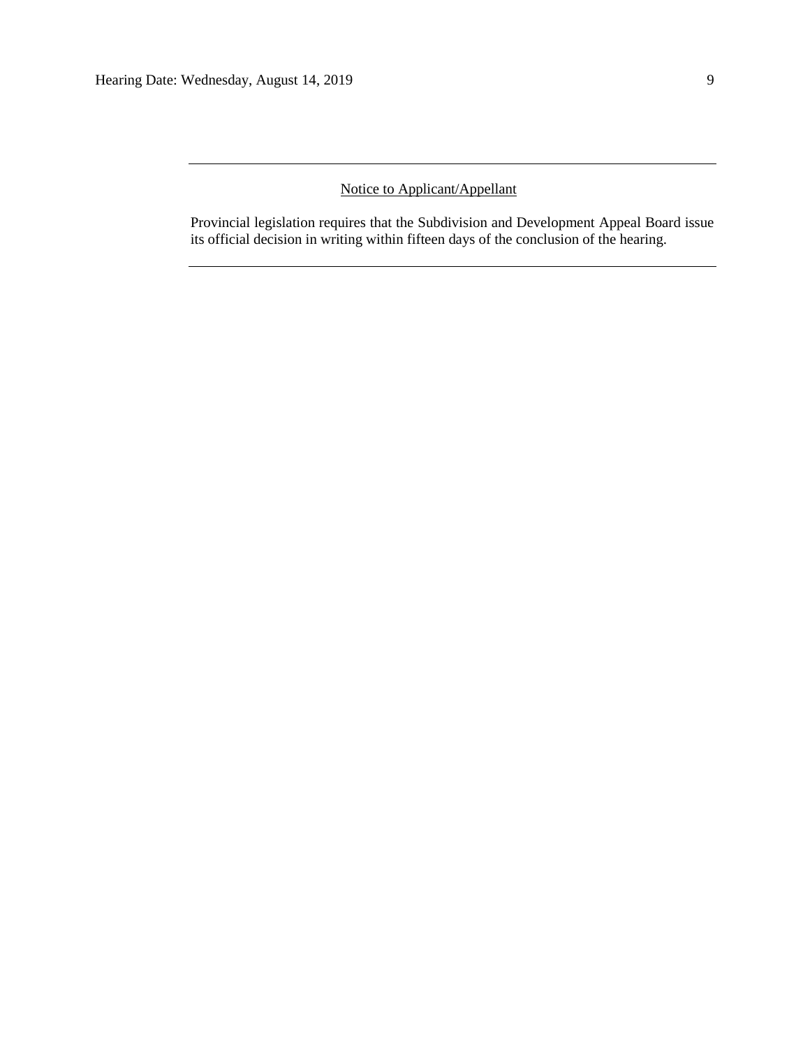---

Notice to Applicant/Appellant

Provincial legislation requires that the Subdivision and Development Appeal Board issue its official decision in writing within fifteen days of the conclusion of the hearing.

---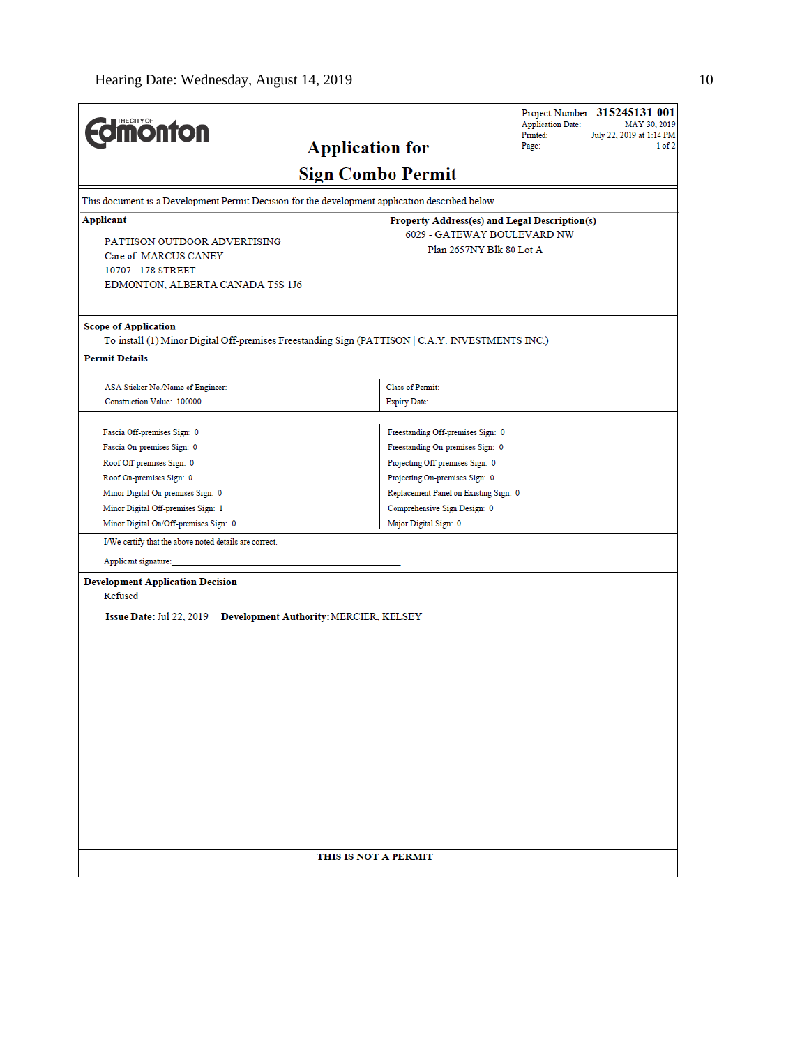**The City of Edmonton**

# Application for Sign Combo Permit

Project Number: **315245131-001**
Application Date: MAY 30, 2019
Printed: July 22, 2019 at 1:14 PM
Page: 1 of 2

This document is a Development Permit Decision for the development application described below.

**Applicant**

PATTISON OUTDOOR ADVERTISING
Care of: MARCUS CANEY
10707 - 178 STREET
EDMONTON, ALBERTA CANADA T5S 1J6

**Property Address(es) and Legal Description(s)**

6029 - GATEWAY BOULEVARD NW
Plan 2657NY Blk 80 Lot A

**Scope of Application**

To install (1) Minor Digital Off-premises Freestanding Sign (PATTISON | C.A.Y. INVESTMENTS INC.)

**Permit Details**

ASA Sticker No./Name of Engineer:
Construction Value: 100000

Class of Permit:
Expiry Date:

| | |
|---|---|
| Fascia Off-premises Sign: 0 | Freestanding Off-premises Sign: 0 |
| Fascia On-premises Sign: 0 | Freestanding On-premises Sign: 0 |
| Roof Off-premises Sign: 0 | Projecting Off-premises Sign: 0 |
| Roof On-premises Sign: 0 | Projecting On-premises Sign: 0 |
| Minor Digital On-premises Sign: 0 | Replacement Panel on Existing Sign: 0 |
| Minor Digital Off-premises Sign: 1 | Comprehensive Sign Design: 0 |
| Minor Digital On/Off-premises Sign: 0 | Major Digital Sign: 0 |

I/We certify that the above noted details are correct.

Applicant signature:\_\_\_\_\_\_\_\_\_\_\_\_\_\_\_\_\_\_\_\_\_\_\_\_\_\_\_\_\_\_\_\_\_\_\_\_\_\_\_\_

**Development Application Decision**

Refused

**Issue Date:** Jul 22, 2019 **Development Authority:** MERCIER, KELSEY

**THIS IS NOT A PERMIT**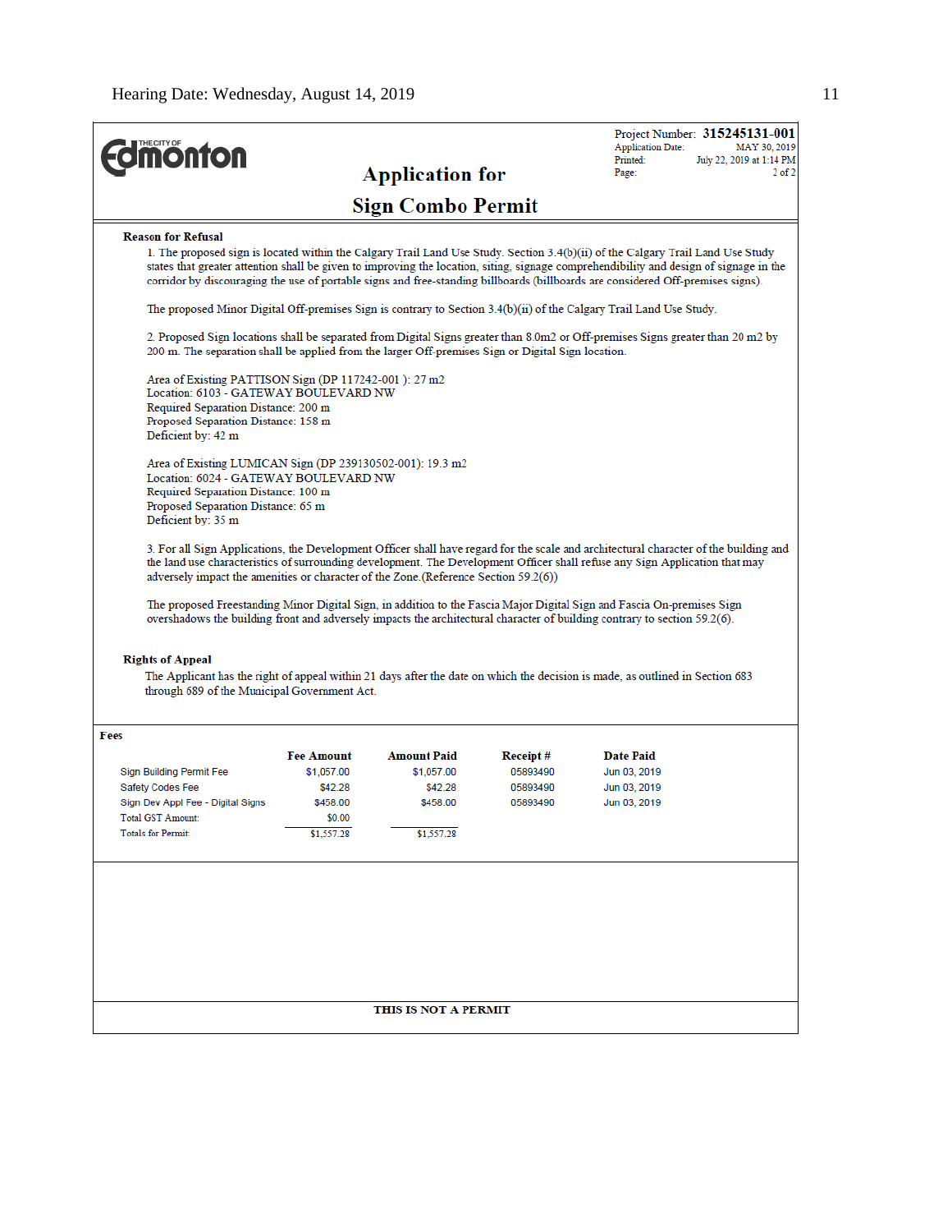THE CITY OF **Edmonton**

# Application for Sign Combo Permit

Project Number: **315245131-001**
Application Date: MAY 30, 2019
Printed: July 22, 2019 at 1:14 PM
Page: 2 of 2

**Reason for Refusal**

1. The proposed sign is located within the Calgary Trail Land Use Study. Section 3.4(b)(ii) of the Calgary Trail Land Use Study states that greater attention shall be given to improving the location, siting, signage comprehendibility and design of signage in the corridor by discouraging the use of portable signs and free-standing billboards (billboards are considered Off-premises signs).

The proposed Minor Digital Off-premises Sign is contrary to Section 3.4(b)(ii) of the Calgary Trail Land Use Study.

2. Proposed Sign locations shall be separated from Digital Signs greater than 8.0m2 or Off-premises Signs greater than 20 m2 by 200 m. The separation shall be applied from the larger Off-premises Sign or Digital Sign location.

Area of Existing PATTISON Sign (DP 117242-001 ): 27 m2
Location: 6103 - GATEWAY BOULEVARD NW
Required Separation Distance: 200 m
Proposed Separation Distance: 158 m
Deficient by: 42 m

Area of Existing LUMICAN Sign (DP 239130502-001): 19.3 m2
Location: 6024 - GATEWAY BOULEVARD NW
Required Separation Distance: 100 m
Proposed Separation Distance: 65 m
Deficient by: 35 m

3. For all Sign Applications, the Development Officer shall have regard for the scale and architectural character of the building and the land use characteristics of surrounding development. The Development Officer shall refuse any Sign Application that may adversely impact the amenities or character of the Zone.(Reference Section 59.2(6))

The proposed Freestanding Minor Digital Sign, in addition to the Fascia Major Digital Sign and Fascia On-premises Sign overshadows the building front and adversely impacts the architectural character of building contrary to section 59.2(6).

**Rights of Appeal**

The Applicant has the right of appeal within 21 days after the date on which the decision is made, as outlined in Section 683 through 689 of the Municipal Government Act.

**Fees**

| | Fee Amount | Amount Paid | Receipt # | Date Paid |
|---|---|---|---|---|
| Sign Building Permit Fee | $1,057.00 | $1,057.00 | 05893490 | Jun 03, 2019 |
| Safety Codes Fee | $42.28 | $42.28 | 05893490 | Jun 03, 2019 |
| Sign Dev Appl Fee - Digital Signs | $458.00 | $458.00 | 05893490 | Jun 03, 2019 |
| Total GST Amount: | $0.00 | | | |
| Totals for Permit: | $1,557.28 | $1,557.28 | | |

**THIS IS NOT A PERMIT**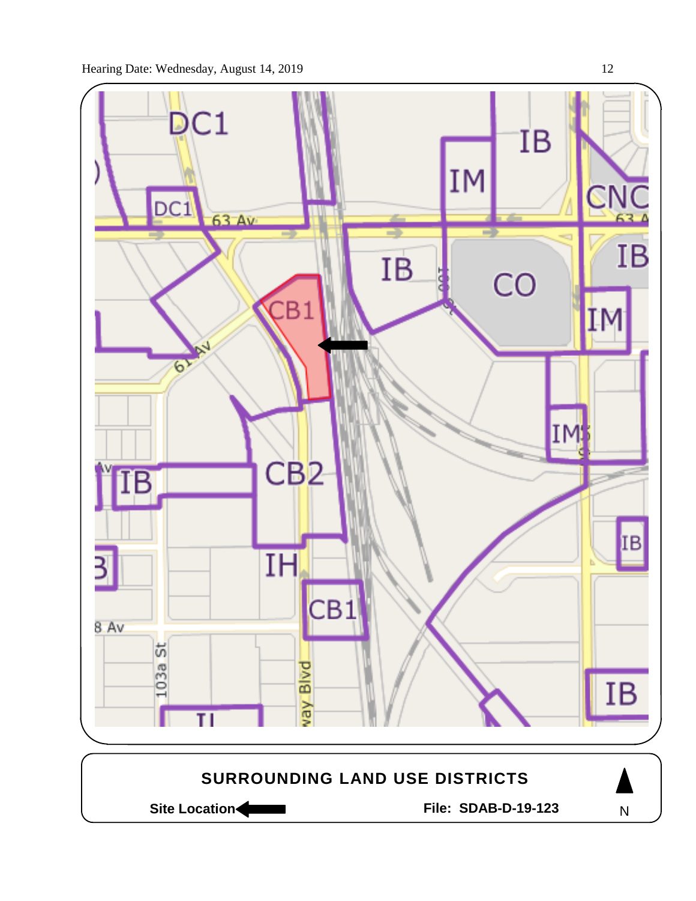**SURROUNDING LAND USE DISTRICTS**

**Site Location** ←

**File: SDAB-D-19-123**

N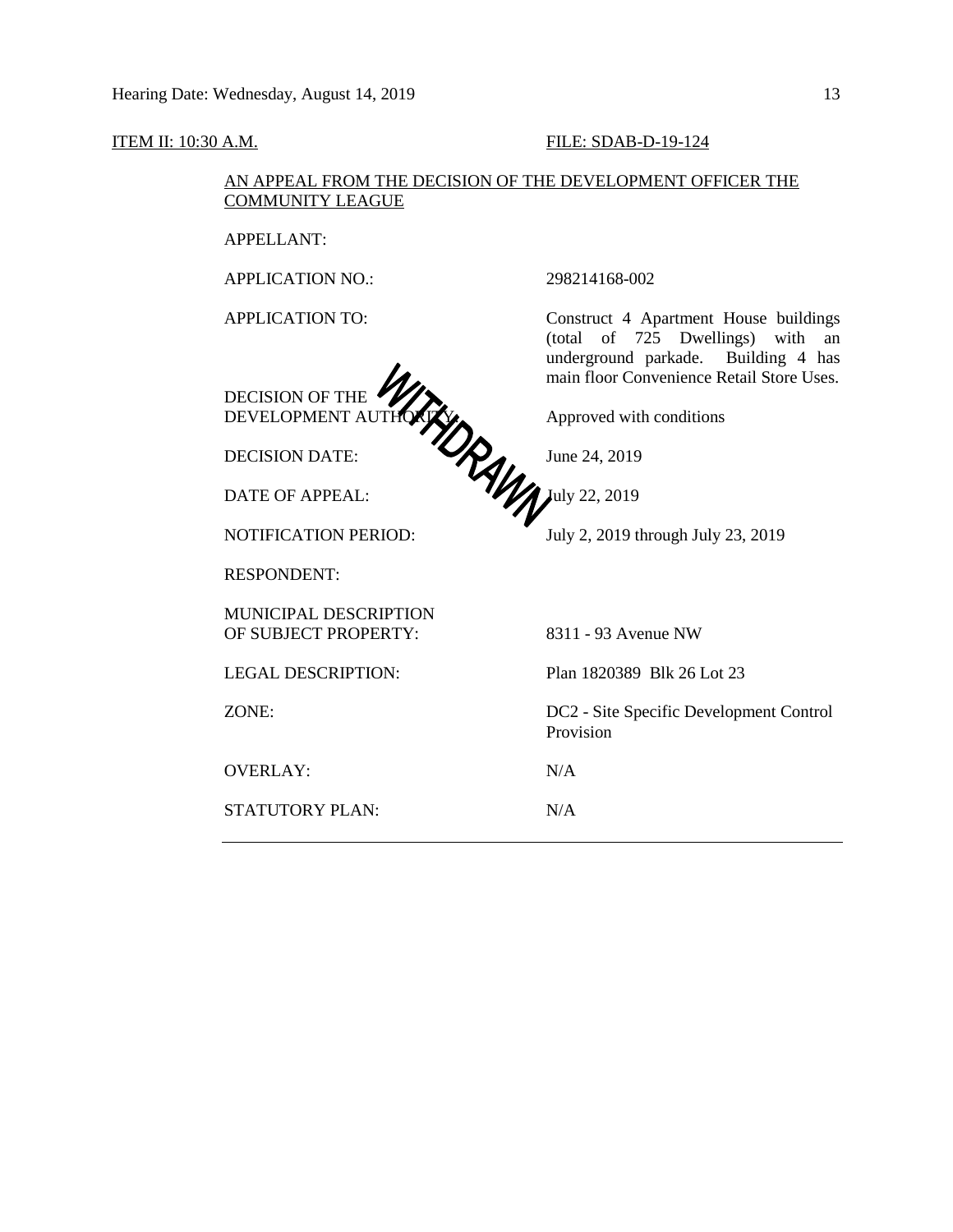ITEM II: 10:30 A.M. FILE: SDAB-D-19-124

AN APPEAL FROM THE DECISION OF THE DEVELOPMENT OFFICER THE COMMUNITY LEAGUE

WITHDRAWN

| | |
|---|---|
| APPELLANT: | |
| APPLICATION NO.: | 298214168-002 |
| APPLICATION TO: | Construct 4 Apartment House buildings (total of 725 Dwellings) with an underground parkade. Building 4 has main floor Convenience Retail Store Uses. |
| DECISION OF THE DEVELOPMENT AUTHORITY: | Approved with conditions |
| DECISION DATE: | June 24, 2019 |
| DATE OF APPEAL: | July 22, 2019 |
| NOTIFICATION PERIOD: | July 2, 2019 through July 23, 2019 |
| RESPONDENT: | |
| MUNICIPAL DESCRIPTION OF SUBJECT PROPERTY: | 8311 - 93 Avenue NW |
| LEGAL DESCRIPTION: | Plan 1820389 Blk 26 Lot 23 |
| ZONE: | DC2 - Site Specific Development Control Provision |
| OVERLAY: | N/A |
| STATUTORY PLAN: | N/A |